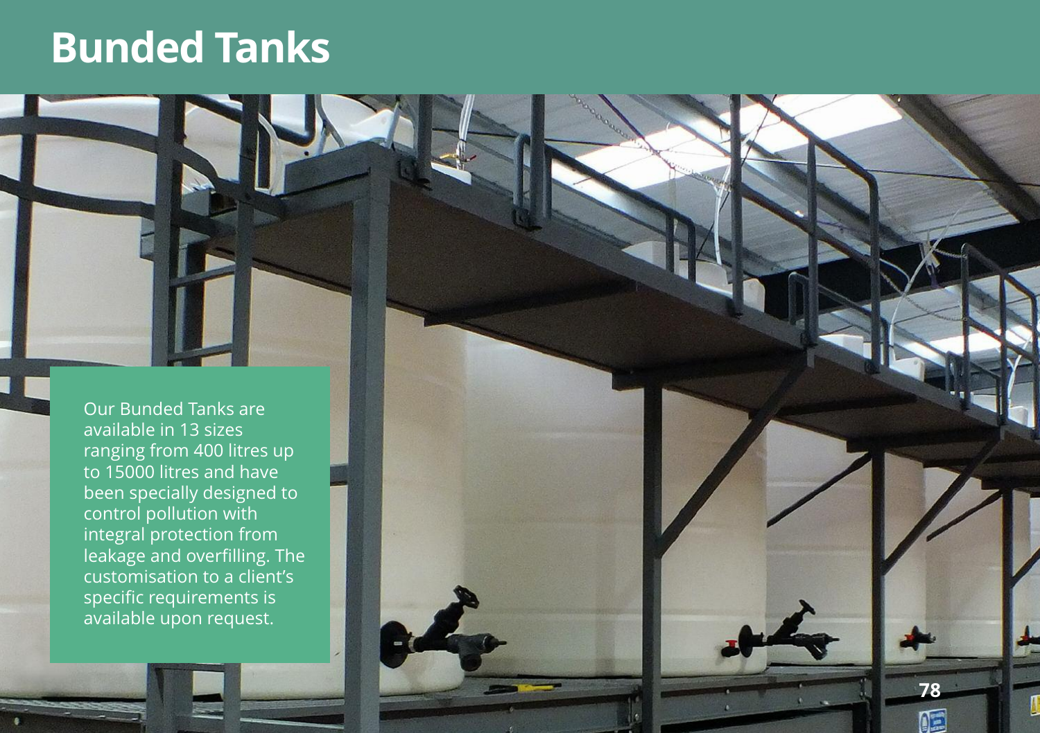# Bunded Tanks

Our Bunded Tanks are available in 13 sizes ranging from 400 litres up to 15000 litres and have been specially designed to control pollution with integral protection from leakage and overfilling. The customisation to a client's specific requirements is available upon request.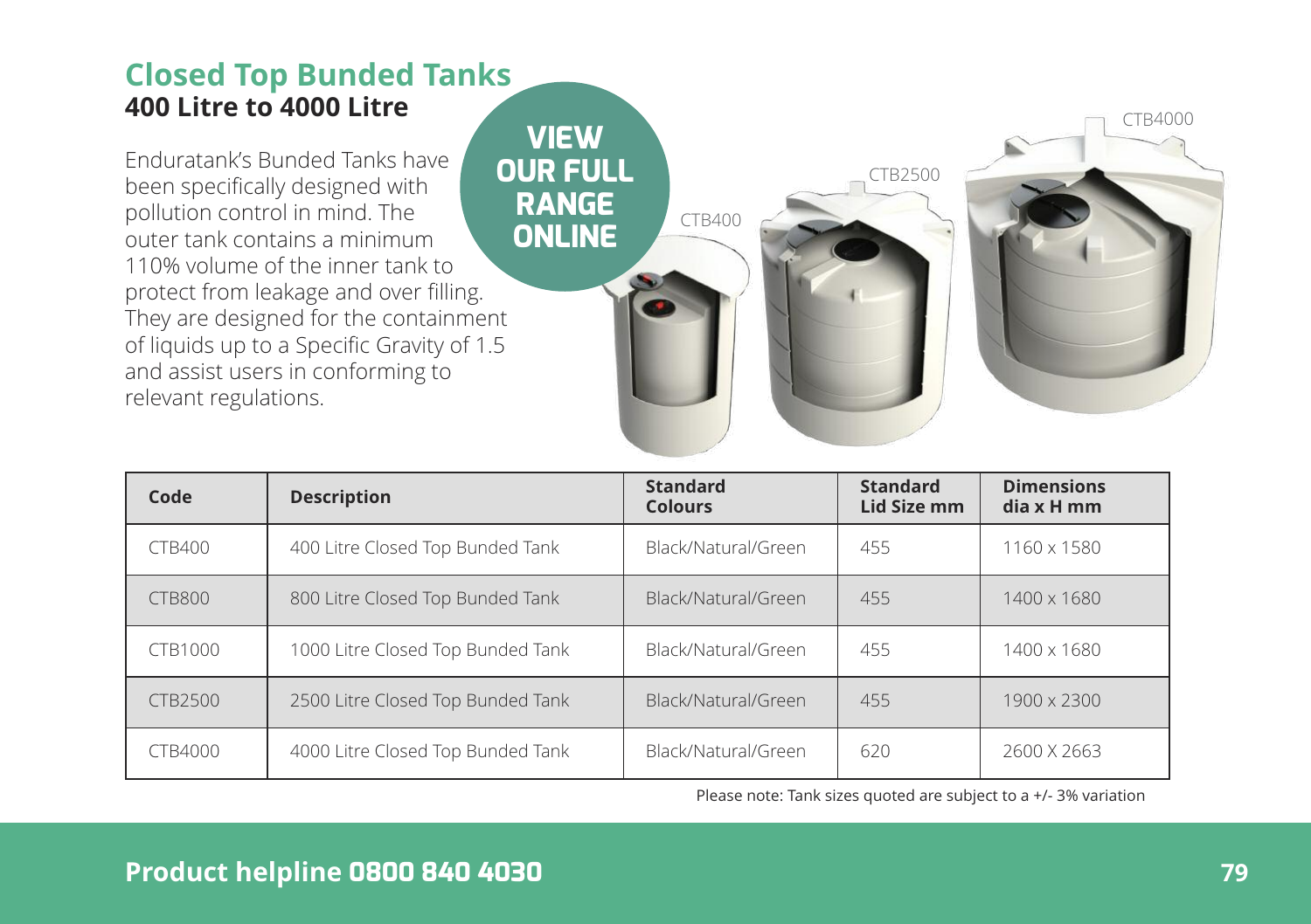## Closed Top Bunded Tanks

### 400 Litre to 4000 Litre

Enduratank's Bunded Tanks have been specifically designed with pollution control in mind. The outer tank contains a minimum 110% volume of the inner tank to protect from leakage and over filling. They are designed for the containment of liquids up to a Specific Gravity of 1.5 and assist users in conforming to relevant regulations.

**VIEW OUR FULL RANGE ONLINE**

CTB400 CTB2500 CTB4000

| Code | Description | Standard Colours | Standard Lid Size mm | Dimensions dia x H mm |
|---|---|---|---|---|
| CTB400 | 400 Litre Closed Top Bunded Tank | Black/Natural/Green | 455 | 1160 x 1580 |
| CTB800 | 800 Litre Closed Top Bunded Tank | Black/Natural/Green | 455 | 1400 x 1680 |
| CTB1000 | 1000 Litre Closed Top Bunded Tank | Black/Natural/Green | 455 | 1400 x 1680 |
| CTB2500 | 2500 Litre Closed Top Bunded Tank | Black/Natural/Green | 455 | 1900 x 2300 |
| CTB4000 | 4000 Litre Closed Top Bunded Tank | Black/Natural/Green | 620 | 2600 X 2663 |

Please note: Tank sizes quoted are subject to a +/- 3% variation

**Product helpline 0800 840 4030**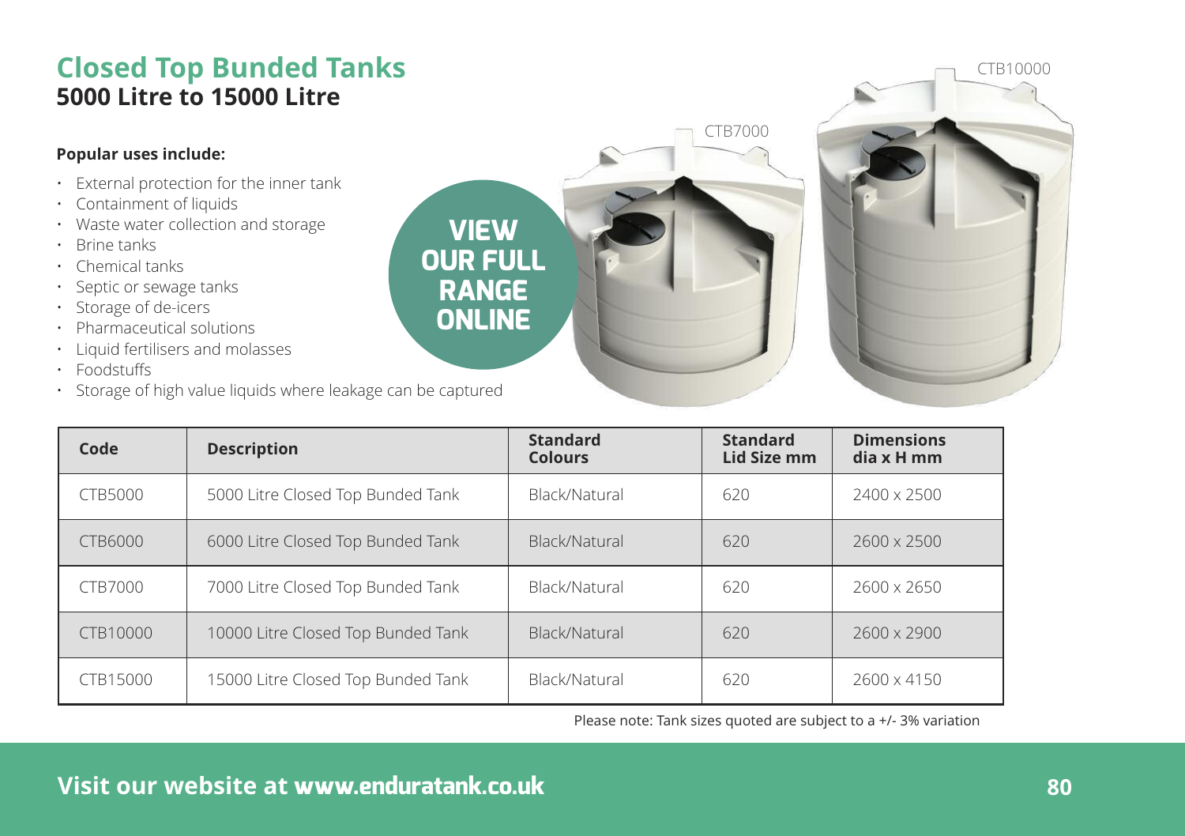# Closed Top Bunded Tanks

## 5000 Litre to 15000 Litre

**Popular uses include:**

- External protection for the inner tank
- Containment of liquids
- Waste water collection and storage
- Brine tanks
- Chemical tanks
- Septic or sewage tanks
- Storage of de-icers
- Pharmaceutical solutions
- Liquid fertilisers and molasses
- Foodstuffs
- Storage of high value liquids where leakage can be captured

VIEW OUR FULL RANGE ONLINE

CTB7000

CTB10000

| Code | Description | Standard Colours | Standard Lid Size mm | Dimensions dia x H mm |
|---|---|---|---|---|
| CTB5000 | 5000 Litre Closed Top Bunded Tank | Black/Natural | 620 | 2400 x 2500 |
| CTB6000 | 6000 Litre Closed Top Bunded Tank | Black/Natural | 620 | 2600 x 2500 |
| CTB7000 | 7000 Litre Closed Top Bunded Tank | Black/Natural | 620 | 2600 x 2650 |
| CTB10000 | 10000 Litre Closed Top Bunded Tank | Black/Natural | 620 | 2600 x 2900 |
| CTB15000 | 15000 Litre Closed Top Bunded Tank | Black/Natural | 620 | 2600 x 4150 |

Please note: Tank sizes quoted are subject to a +/- 3% variation

**Visit our website at www.enduratank.co.uk**